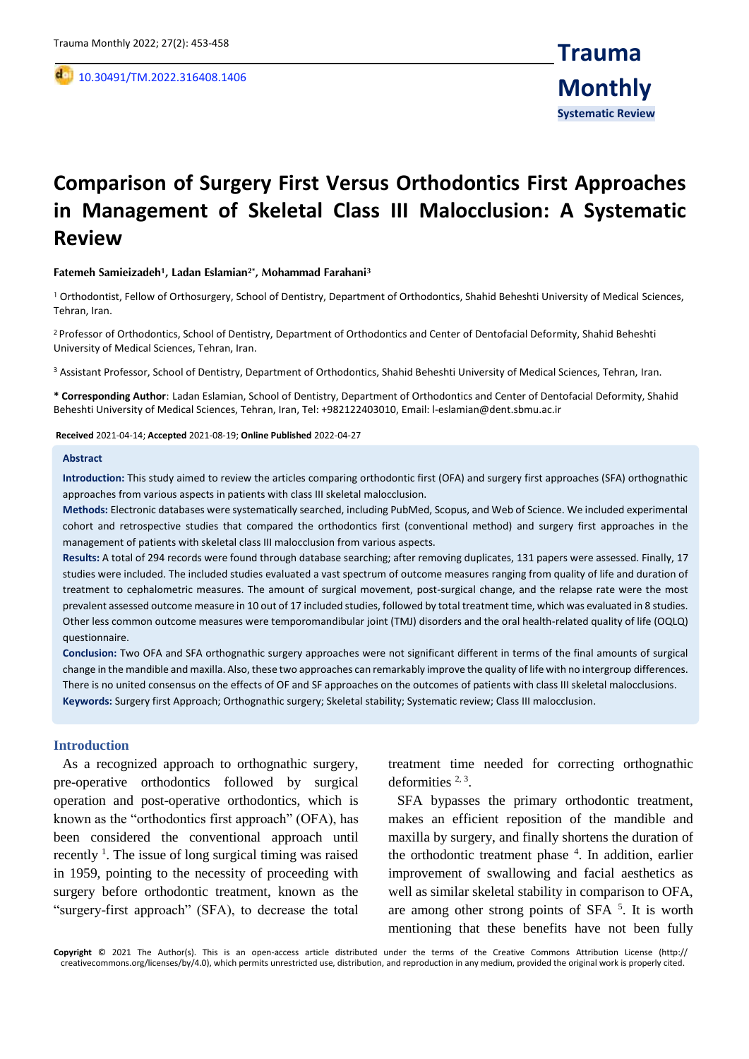Trauma Monthly

Systematic Review

# Comparison of Surgery First Versus Orthodontics First Approaches in Management of Skeletal Class III Malocclusion: A Systematic Review

**Fatemeh Samieizadeh[1], Ladan Eslamian[2*], Mohammad Farahani[3]**

[1] Orthodontist, Fellow of Orthosurgery, School of Dentistry, Department of Orthodontics, Shahid Beheshti University of Medical Sciences, Tehran, Iran.

[2] Professor of Orthodontics, School of Dentistry, Department of Orthodontics and Center of Dentofacial Deformity, Shahid Beheshti University of Medical Sciences, Tehran, Iran.

[3] Assistant Professor, School of Dentistry, Department of Orthodontics, Shahid Beheshti University of Medical Sciences, Tehran, Iran.

**\* Corresponding Author**: Ladan Eslamian, School of Dentistry, Department of Orthodontics and Center of Dentofacial Deformity, Shahid Beheshti University of Medical Sciences, Tehran, Iran, Tel: +982122403010, Email: l-eslamian@dent.sbmu.ac.ir

**Received** 2021-04-14; **Accepted** 2021-08-19; **Online Published** 2022-04-27

## Abstract

**Introduction:** This study aimed to review the articles comparing orthodontic first (OFA) and surgery first approaches (SFA) orthognathic approaches from various aspects in patients with class III skeletal malocclusion.

**Methods:** Electronic databases were systematically searched, including PubMed, Scopus, and Web of Science. We included experimental cohort and retrospective studies that compared the orthodontics first (conventional method) and surgery first approaches in the management of patients with skeletal class III malocclusion from various aspects.

**Results:** A total of 294 records were found through database searching; after removing duplicates, 131 papers were assessed. Finally, 17 studies were included. The included studies evaluated a vast spectrum of outcome measures ranging from quality of life and duration of treatment to cephalometric measures. The amount of surgical movement, post-surgical change, and the relapse rate were the most prevalent assessed outcome measure in 10 out of 17 included studies, followed by total treatment time, which was evaluated in 8 studies. Other less common outcome measures were temporomandibular joint (TMJ) disorders and the oral health-related quality of life (OQLQ) questionnaire.

**Conclusion:** Two OFA and SFA orthognathic surgery approaches were not significant different in terms of the final amounts of surgical change in the mandible and maxilla. Also, these two approaches can remarkably improve the quality of life with no intergroup differences. There is no united consensus on the effects of OF and SF approaches on the outcomes of patients with class III skeletal malocclusions.

**Keywords:** Surgery first Approach; Orthognathic surgery; Skeletal stability; Systematic review; Class III malocclusion.

## Introduction

As a recognized approach to orthognathic surgery, pre-operative orthodontics followed by surgical operation and post-operative orthodontics, which is known as the "orthodontics first approach" (OFA), has been considered the conventional approach until recently [1]. The issue of long surgical timing was raised in 1959, pointing to the necessity of proceeding with surgery before orthodontic treatment, known as the "surgery-first approach" (SFA), to decrease the total treatment time needed for correcting orthognathic deformities [2, 3].

SFA bypasses the primary orthodontic treatment, makes an efficient reposition of the mandible and maxilla by surgery, and finally shortens the duration of the orthodontic treatment phase [4]. In addition, earlier improvement of swallowing and facial aesthetics as well as similar skeletal stability in comparison to OFA, are among other strong points of SFA [5]. It is worth mentioning that these benefits have not been fully

**Copyright** © 2021 The Author(s). This is an open-access article distributed under the terms of the Creative Commons Attribution License (http:// creativecommons.org/licenses/by/4.0), which permits unrestricted use, distribution, and reproduction in any medium, provided the original work is properly cited.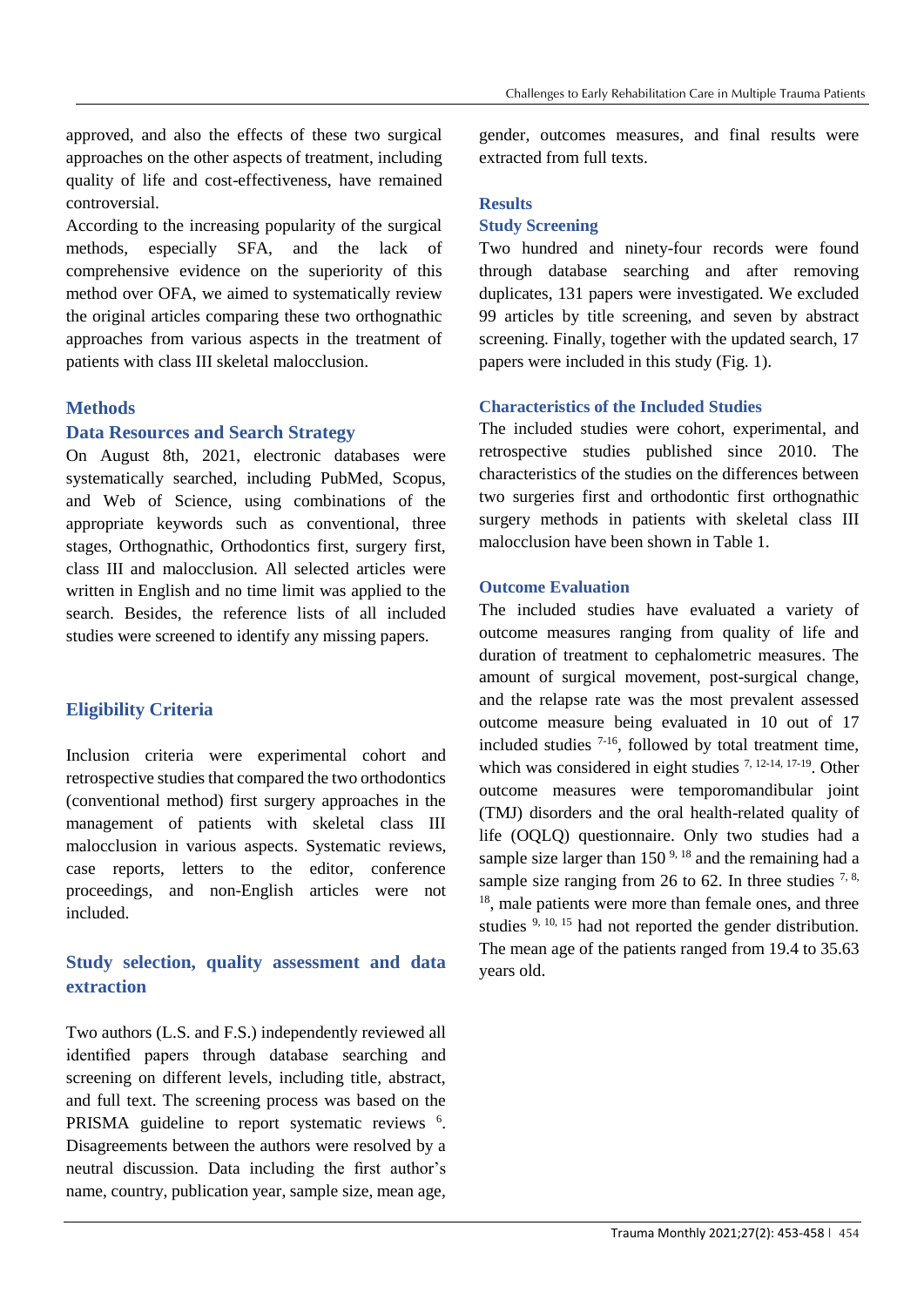approved, and also the effects of these two surgical approaches on the other aspects of treatment, including quality of life and cost-effectiveness, have remained controversial.

According to the increasing popularity of the surgical methods, especially SFA, and the lack of comprehensive evidence on the superiority of this method over OFA, we aimed to systematically review the original articles comparing these two orthognathic approaches from various aspects in the treatment of patients with class III skeletal malocclusion.

## Methods

### Data Resources and Search Strategy

On August 8th, 2021, electronic databases were systematically searched, including PubMed, Scopus, and Web of Science, using combinations of the appropriate keywords such as conventional, three stages, Orthognathic, Orthodontics first, surgery first, class III and malocclusion. All selected articles were written in English and no time limit was applied to the search. Besides, the reference lists of all included studies were screened to identify any missing papers.

### Eligibility Criteria

Inclusion criteria were experimental cohort and retrospective studies that compared the two orthodontics (conventional method) first surgery approaches in the management of patients with skeletal class III malocclusion in various aspects. Systematic reviews, case reports, letters to the editor, conference proceedings, and non-English articles were not included.

### Study selection, quality assessment and data extraction

Two authors (L.S. and F.S.) independently reviewed all identified papers through database searching and screening on different levels, including title, abstract, and full text. The screening process was based on the PRISMA guideline to report systematic reviews [6]. Disagreements between the authors were resolved by a neutral discussion. Data including the first author's name, country, publication year, sample size, mean age, gender, outcomes measures, and final results were extracted from full texts.

## Results

### Study Screening

Two hundred and ninety-four records were found through database searching and after removing duplicates, 131 papers were investigated. We excluded 99 articles by title screening, and seven by abstract screening. Finally, together with the updated search, 17 papers were included in this study (Fig. 1).

### Characteristics of the Included Studies

The included studies were cohort, experimental, and retrospective studies published since 2010. The characteristics of the studies on the differences between two surgeries first and orthodontic first orthognathic surgery methods in patients with skeletal class III malocclusion have been shown in Table 1.

### Outcome Evaluation

The included studies have evaluated a variety of outcome measures ranging from quality of life and duration of treatment to cephalometric measures. The amount of surgical movement, post-surgical change, and the relapse rate was the most prevalent assessed outcome measure being evaluated in 10 out of 17 included studies [7-16], followed by total treatment time, which was considered in eight studies [7, 12-14, 17-19]. Other outcome measures were temporomandibular joint (TMJ) disorders and the oral health-related quality of life (OQLQ) questionnaire. Only two studies had a sample size larger than 150 [9, 18] and the remaining had a sample size ranging from 26 to 62. In three studies [7, 8, 18], male patients were more than female ones, and three studies [9, 10, 15] had not reported the gender distribution. The mean age of the patients ranged from 19.4 to 35.63 years old.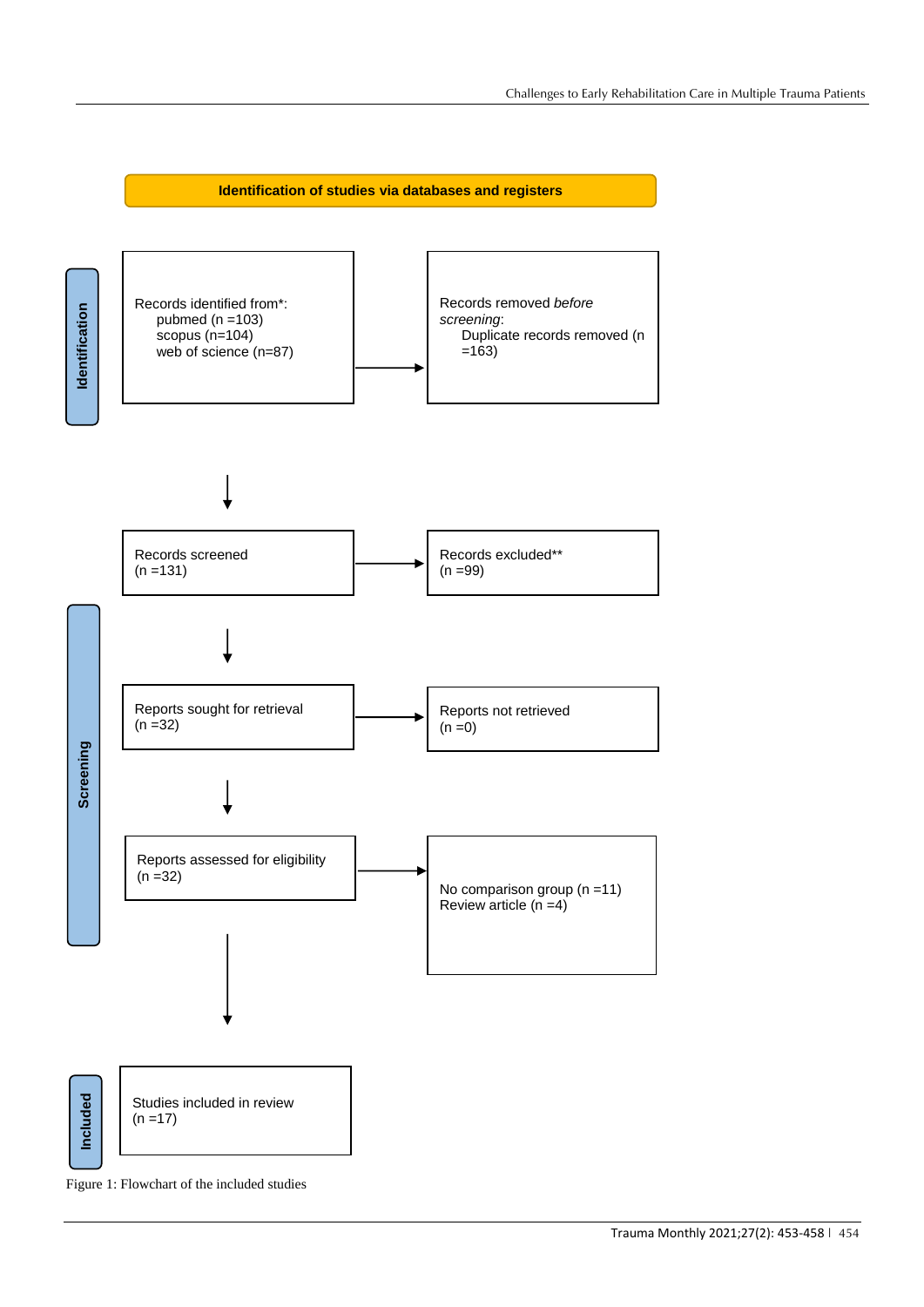**Identification of studies via databases and registers**

**Identification**

Records identified from*:
- pubmed (n =103)
- scopus (n=104)
- web of science (n=87)

→ Records removed *before screening*:
- Duplicate records removed (n =163)

**Screening**

Records screened (n =131) → Records excluded** (n =99)

Reports sought for retrieval (n =32) → Reports not retrieved (n =0)

Reports assessed for eligibility (n =32) → No comparison group (n =11), Review article (n =4)

**Included**

Studies included in review (n =17)

Figure 1: Flowchart of the included studies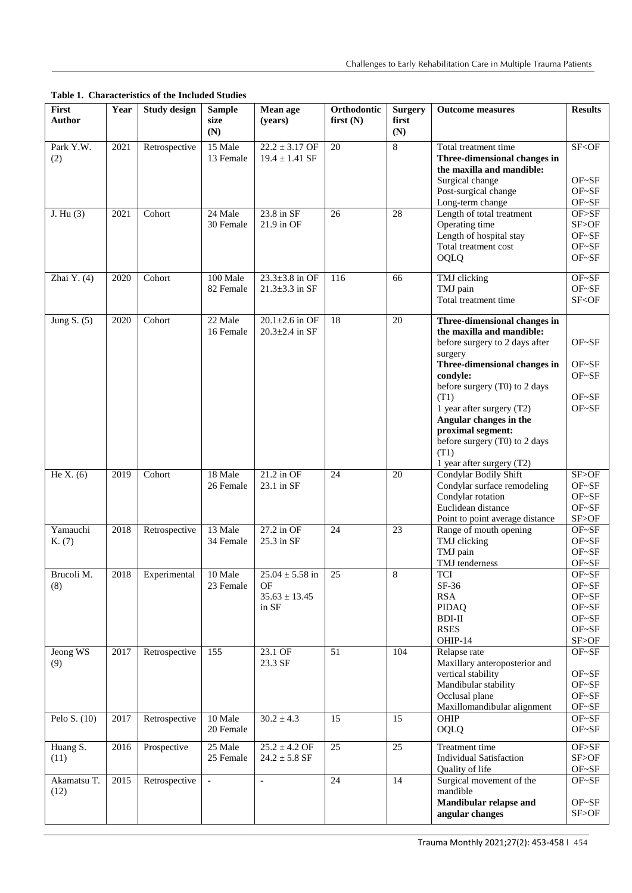**Table 1. Characteristics of the Included Studies**

| First Author | Year | Study design | Sample size (N) | Mean age (years) | Orthodontic first (N) | Surgery first (N) | Outcome measures | Results |
|---|---|---|---|---|---|---|---|---|
| Park Y.W. (2) | 2021 | Retrospective | 15 Male 13 Female | 22.2 ± 3.17 OF 19.4 ± 1.41 SF | 20 | 8 | Total treatment time **Three-dimensional changes in the maxilla and mandible:** Surgical change Post-surgical change Long-term change | SF<OF OF~SF OF~SF OF~SF |
| J. Hu (3) | 2021 | Cohort | 24 Male 30 Female | 23.8 in SF 21.9 in OF | 26 | 28 | Length of total treatment Operating time Length of hospital stay Total treatment cost OQLQ | OF>SF SF>OF OF~SF OF~SF OF~SF |
| Zhai Y. (4) | 2020 | Cohort | 100 Male 82 Female | 23.3±3.8 in OF 21.3±3.3 in SF | 116 | 66 | TMJ clicking TMJ pain Total treatment time | OF~SF OF~SF SF<OF |
| Jung S. (5) | 2020 | Cohort | 22 Male 16 Female | 20.1±2.6 in OF 20.3±2.4 in SF | 18 | 20 | **Three-dimensional changes in the maxilla and mandible:** before surgery to 2 days after surgery **Three-dimensional changes in condyle:** before surgery (T0) to 2 days (T1) 1 year after surgery (T2) **Angular changes in the proximal segment:** before surgery (T0) to 2 days (T1) 1 year after surgery (T2) | OF~SF OF~SF OF~SF OF~SF OF~SF |
| He X. (6) | 2019 | Cohort | 18 Male 26 Female | 21.2 in OF 23.1 in SF | 24 | 20 | Condylar Bodily Shift Condylar surface remodeling Condylar rotation Euclidean distance Point to point average distance | SF>OF OF~SF OF~SF OF~SF SF>OF |
| Yamauchi K. (7) | 2018 | Retrospective | 13 Male 34 Female | 27.2 in OF 25.3 in SF | 24 | 23 | Range of mouth opening TMJ clicking TMJ pain TMJ tenderness | OF~SF OF~SF OF~SF OF~SF |
| Brucoli M. (8) | 2018 | Experimental | 10 Male 23 Female | 25.04 ± 5.58 in OF 35.63 ± 13.45 in SF | 25 | 8 | TCI SF-36 RSA PIDAQ BDI-II RSES OHIP-14 | OF~SF OF~SF OF~SF OF~SF OF~SF OF~SF SF>OF |
| Jeong WS (9) | 2017 | Retrospective | 155 | 23.1 OF 23.3 SF | 51 | 104 | Relapse rate Maxillary anteroposterior and vertical stability Mandibular stability Occlusal plane Maxillomandibular alignment | OF~SF OF~SF OF~SF OF~SF OF~SF |
| Pelo S. (10) | 2017 | Retrospective | 10 Male 20 Female | 30.2 ± 4.3 | 15 | 15 | OHIP OQLQ | OF~SF OF~SF |
| Huang S. (11) | 2016 | Prospective | 25 Male 25 Female | 25.2 ± 4.2 OF 24.2 ± 5.8 SF | 25 | 25 | Treatment time Individual Satisfaction Quality of life | OF>SF SF>OF OF~SF |
| Akamatsu T. (12) | 2015 | Retrospective | - | - | 24 | 14 | Surgical movement of the mandible **Mandibular relapse and angular changes** | OF~SF OF~SF SF>OF |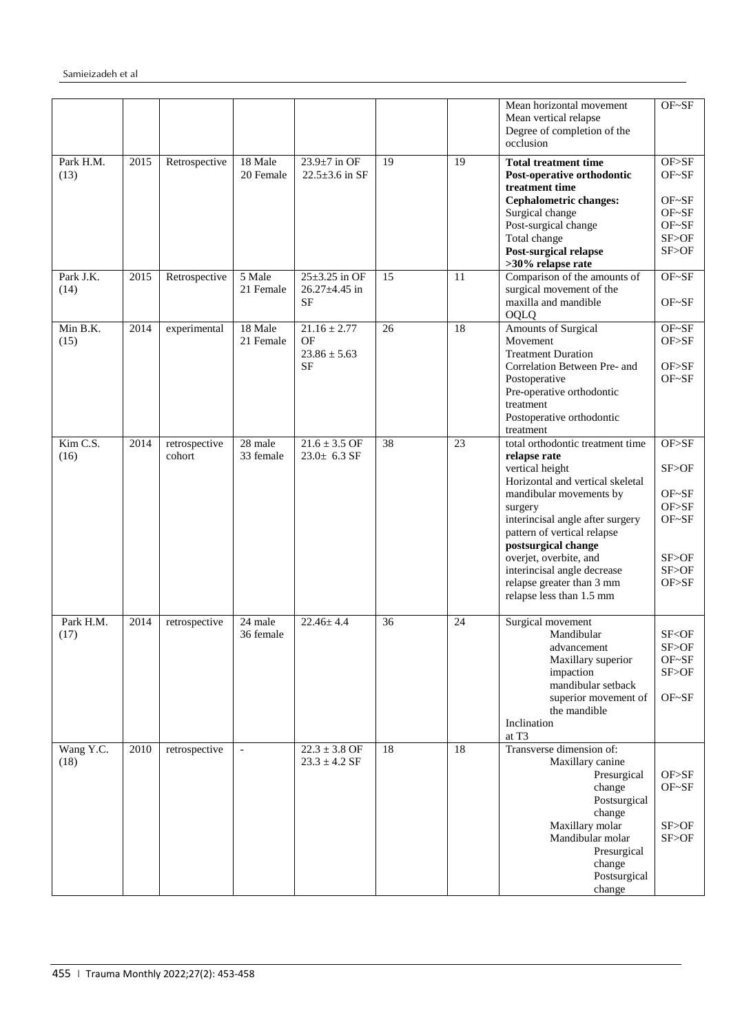| | | | | | | | | |
|---|---|---|---|---|---|---|---|---|
| | | | | | | | Mean horizontal movement<br>Mean vertical relapse<br>Degree of completion of the occlusion | OF~SF |
| Park H.M. (13) | 2015 | Retrospective | 18 Male<br>20 Female | 23.9±7 in OF<br>22.5±3.6 in SF | 19 | 19 | **Total treatment time**<br>**Post-operative orthodontic treatment time**<br>**Cephalometric changes:**<br>Surgical change<br>Post-surgical change<br>Total change<br>**Post-surgical relapse**<br>**>30% relapse rate** | OF>SF<br>OF~SF<br><br>OF~SF<br>OF~SF<br>OF~SF<br>SF>OF<br>SF>OF |
| Park J.K. (14) | 2015 | Retrospective | 5 Male<br>21 Female | 25±3.25 in OF<br>26.27±4.45 in SF | 15 | 11 | Comparison of the amounts of surgical movement of the maxilla and mandible<br>OQLQ | OF~SF<br><br>OF~SF |
| Min B.K. (15) | 2014 | experimental | 18 Male<br>21 Female | 21.16 ± 2.77 OF<br>23.86 ± 5.63 SF | 26 | 18 | Amounts of Surgical Movement<br>Treatment Duration<br>Correlation Between Pre- and Postoperative<br>Pre-operative orthodontic treatment<br>Postoperative orthodontic treatment | OF~SF<br>OF>SF<br><br>OF>SF<br>OF~SF |
| Kim C.S. (16) | 2014 | retrospective cohort | 28 male<br>33 female | 21.6 ± 3.5 OF<br>23.0± 6.3 SF | 38 | 23 | total orthodontic treatment time<br>**relapse rate**<br>vertical height<br>Horizontal and vertical skeletal mandibular movements by surgery<br>interincisal angle after surgery<br>pattern of vertical relapse<br>**postsurgical change**<br>overjet, overbite, and interincisal angle decrease<br>relapse greater than 3 mm<br>relapse less than 1.5 mm | OF>SF<br><br>SF>OF<br><br>OF~SF<br>OF>SF<br>OF~SF<br><br>SF>OF<br>SF>OF<br>OF>SF |
| Park H.M. (17) | 2014 | retrospective | 24 male<br>36 female | 22.46± 4.4 | 36 | 24 | Surgical movement<br>Mandibular advancement<br>Maxillary superior impaction<br>mandibular setback<br>superior movement of the mandible<br>Inclination at T3 | SF<OF<br>SF>OF<br>OF~SF<br>SF>OF<br><br>OF~SF |
| Wang Y.C. (18) | 2010 | retrospective | - | 22.3 ± 3.8 OF<br>23.3 ± 4.2 SF | 18 | 18 | Transverse dimension of:<br>Maxillary canine<br>Presurgical change<br>Postsurgical change<br>Maxillary molar<br>Mandibular molar<br>Presurgical change<br>Postsurgical change | <br><br>OF>SF<br>OF~SF<br><br>SF>OF<br>SF>OF |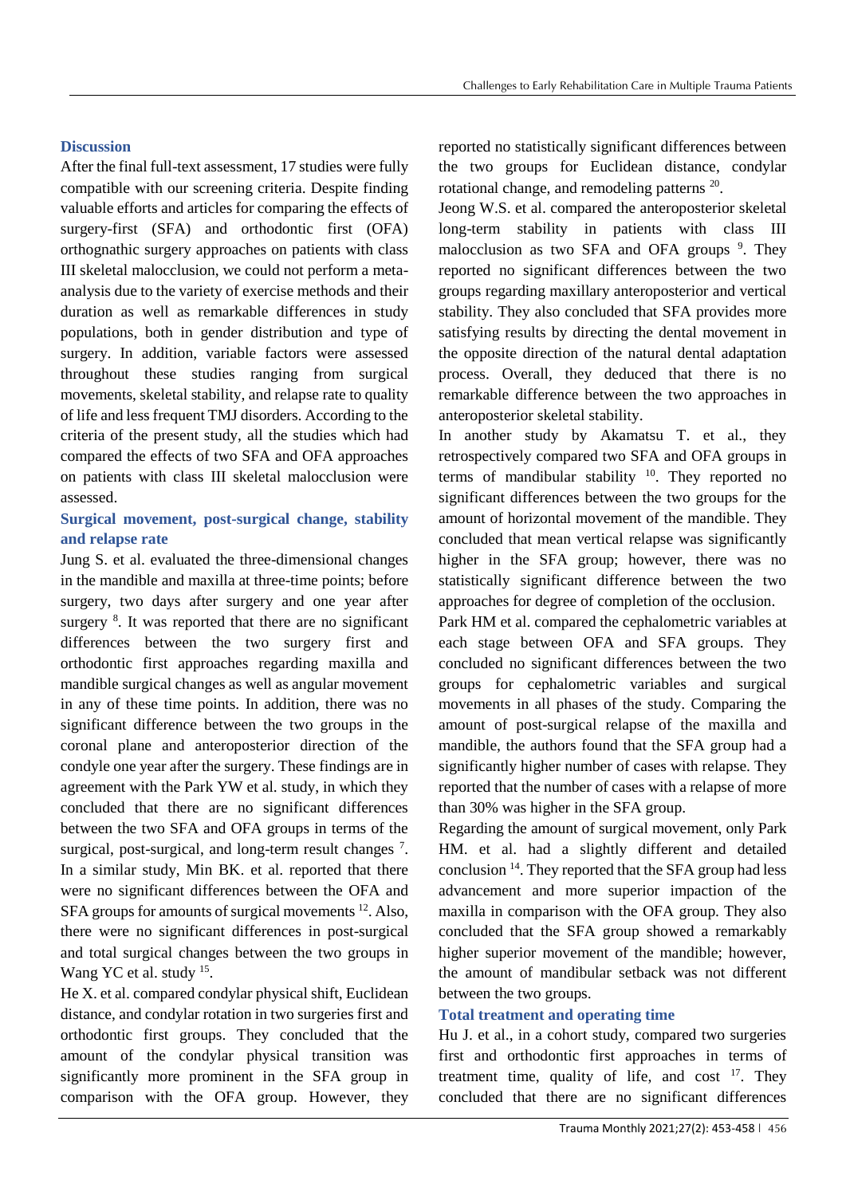## Discussion

After the final full-text assessment, 17 studies were fully compatible with our screening criteria. Despite finding valuable efforts and articles for comparing the effects of surgery-first (SFA) and orthodontic first (OFA) orthognathic surgery approaches on patients with class III skeletal malocclusion, we could not perform a meta-analysis due to the variety of exercise methods and their duration as well as remarkable differences in study populations, both in gender distribution and type of surgery. In addition, variable factors were assessed throughout these studies ranging from surgical movements, skeletal stability, and relapse rate to quality of life and less frequent TMJ disorders. According to the criteria of the present study, all the studies which had compared the effects of two SFA and OFA approaches on patients with class III skeletal malocclusion were assessed.

### Surgical movement, post-surgical change, stability and relapse rate

Jung S. et al. evaluated the three-dimensional changes in the mandible and maxilla at three-time points; before surgery, two days after surgery and one year after surgery [8]. It was reported that there are no significant differences between the two surgery first and orthodontic first approaches regarding maxilla and mandible surgical changes as well as angular movement in any of these time points. In addition, there was no significant difference between the two groups in the coronal plane and anteroposterior direction of the condyle one year after the surgery. These findings are in agreement with the Park YW et al. study, in which they concluded that there are no significant differences between the two SFA and OFA groups in terms of the surgical, post-surgical, and long-term result changes [7]. In a similar study, Min BK. et al. reported that there were no significant differences between the OFA and SFA groups for amounts of surgical movements [12]. Also, there were no significant differences in post-surgical and total surgical changes between the two groups in Wang YC et al. study [15].

He X. et al. compared condylar physical shift, Euclidean distance, and condylar rotation in two surgeries first and orthodontic first groups. They concluded that the amount of the condylar physical transition was significantly more prominent in the SFA group in comparison with the OFA group. However, they reported no statistically significant differences between the two groups for Euclidean distance, condylar rotational change, and remodeling patterns [20].

Jeong W.S. et al. compared the anteroposterior skeletal long-term stability in patients with class III malocclusion as two SFA and OFA groups [9]. They reported no significant differences between the two groups regarding maxillary anteroposterior and vertical stability. They also concluded that SFA provides more satisfying results by directing the dental movement in the opposite direction of the natural dental adaptation process. Overall, they deduced that there is no remarkable difference between the two approaches in anteroposterior skeletal stability.

In another study by Akamatsu T. et al., they retrospectively compared two SFA and OFA groups in terms of mandibular stability [10]. They reported no significant differences between the two groups for the amount of horizontal movement of the mandible. They concluded that mean vertical relapse was significantly higher in the SFA group; however, there was no statistically significant difference between the two approaches for degree of completion of the occlusion.

Park HM et al. compared the cephalometric variables at each stage between OFA and SFA groups. They concluded no significant differences between the two groups for cephalometric variables and surgical movements in all phases of the study. Comparing the amount of post-surgical relapse of the maxilla and mandible, the authors found that the SFA group had a significantly higher number of cases with relapse. They reported that the number of cases with a relapse of more than 30% was higher in the SFA group.

Regarding the amount of surgical movement, only Park HM. et al. had a slightly different and detailed conclusion [14]. They reported that the SFA group had less advancement and more superior impaction of the maxilla in comparison with the OFA group. They also concluded that the SFA group showed a remarkably higher superior movement of the mandible; however, the amount of mandibular setback was not different between the two groups.

### Total treatment and operating time

Hu J. et al., in a cohort study, compared two surgeries first and orthodontic first approaches in terms of treatment time, quality of life, and cost [17]. They concluded that there are no significant differences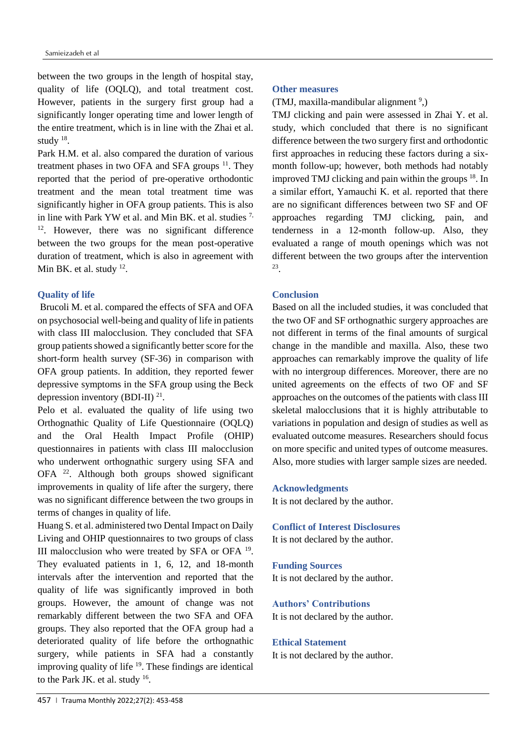between the two groups in the length of hospital stay, quality of life (OQLQ), and total treatment cost. However, patients in the surgery first group had a significantly longer operating time and lower length of the entire treatment, which is in line with the Zhai et al. study [18].

Park H.M. et al. also compared the duration of various treatment phases in two OFA and SFA groups [11]. They reported that the period of pre-operative orthodontic treatment and the mean total treatment time was significantly higher in OFA group patients. This is also in line with Park YW et al. and Min BK. et al. studies [7,12]. However, there was no significant difference between the two groups for the mean post-operative duration of treatment, which is also in agreement with Min BK. et al. study [12].

### Quality of life

Brucoli M. et al. compared the effects of SFA and OFA on psychosocial well-being and quality of life in patients with class III malocclusion. They concluded that SFA group patients showed a significantly better score for the short-form health survey (SF-36) in comparison with OFA group patients. In addition, they reported fewer depressive symptoms in the SFA group using the Beck depression inventory (BDI-II) [21].

Pelo et al. evaluated the quality of life using two Orthognathic Quality of Life Questionnaire (OQLQ) and the Oral Health Impact Profile (OHIP) questionnaires in patients with class III malocclusion who underwent orthognathic surgery using SFA and OFA [22]. Although both groups showed significant improvements in quality of life after the surgery, there was no significant difference between the two groups in terms of changes in quality of life.

Huang S. et al. administered two Dental Impact on Daily Living and OHIP questionnaires to two groups of class III malocclusion who were treated by SFA or OFA [19]. They evaluated patients in 1, 6, 12, and 18-month intervals after the intervention and reported that the quality of life was significantly improved in both groups. However, the amount of change was not remarkably different between the two SFA and OFA groups. They also reported that the OFA group had a deteriorated quality of life before the orthognathic surgery, while patients in SFA had a constantly improving quality of life [19]. These findings are identical to the Park JK. et al. study [16].

### Other measures

(TMJ, maxilla-mandibular alignment [9],)

TMJ clicking and pain were assessed in Zhai Y. et al. study, which concluded that there is no significant difference between the two surgery first and orthodontic first approaches in reducing these factors during a six-month follow-up; however, both methods had notably improved TMJ clicking and pain within the groups [18]. In a similar effort, Yamauchi K. et al. reported that there are no significant differences between two SF and OF approaches regarding TMJ clicking, pain, and tenderness in a 12-month follow-up. Also, they evaluated a range of mouth openings which was not different between the two groups after the intervention [23].

## Conclusion

Based on all the included studies, it was concluded that the two OF and SF orthognathic surgery approaches are not different in terms of the final amounts of surgical change in the mandible and maxilla. Also, these two approaches can remarkably improve the quality of life with no intergroup differences. Moreover, there are no united agreements on the effects of two OF and SF approaches on the outcomes of the patients with class III skeletal malocclusions that it is highly attributable to variations in population and design of studies as well as evaluated outcome measures. Researchers should focus on more specific and united types of outcome measures. Also, more studies with larger sample sizes are needed.

## Acknowledgments

It is not declared by the author.

## Conflict of Interest Disclosures

It is not declared by the author.

## Funding Sources

It is not declared by the author.

## Authors' Contributions

It is not declared by the author.

## Ethical Statement

It is not declared by the author.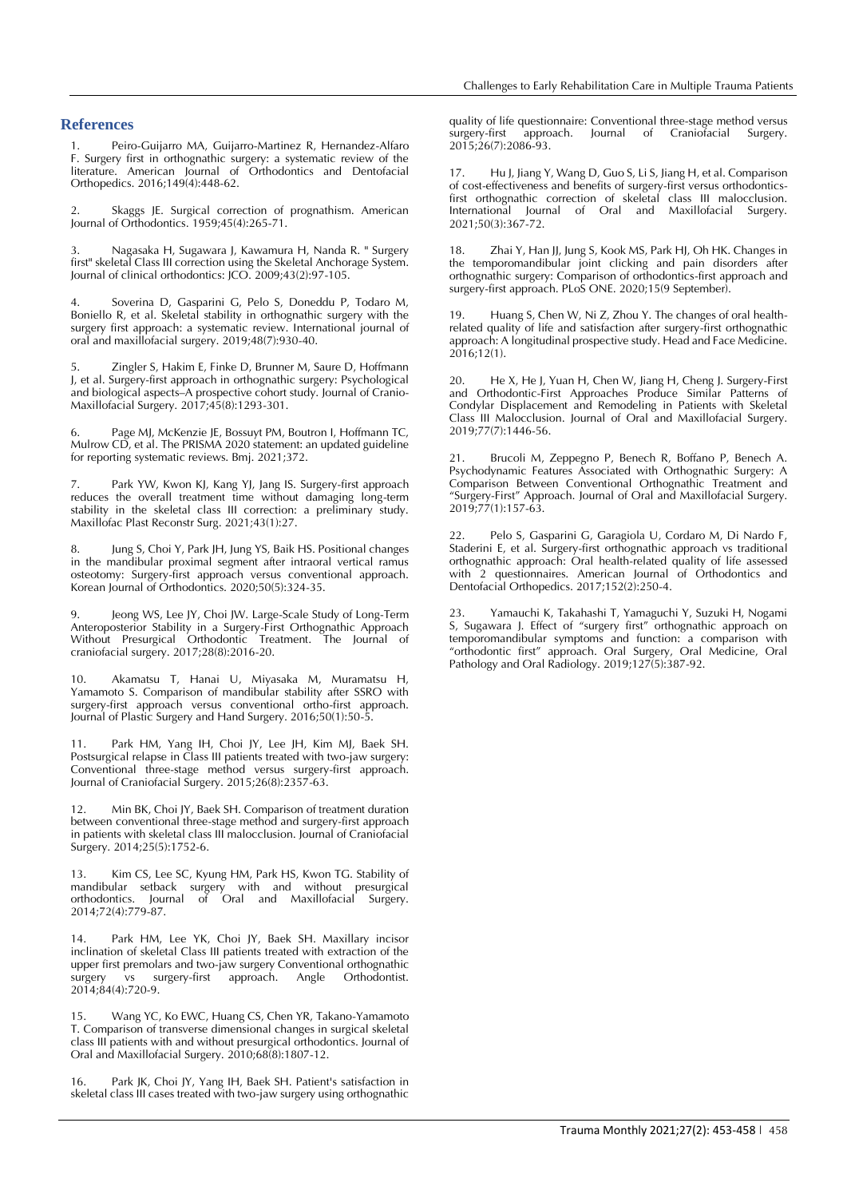## References

1. Peiro-Guijarro MA, Guijarro-Martinez R, Hernandez-Alfaro F. Surgery first in orthognathic surgery: a systematic review of the literature. American Journal of Orthodontics and Dentofacial Orthopedics. 2016;149(4):448-62.

2. Skaggs JE. Surgical correction of prognathism. American Journal of Orthodontics. 1959;45(4):265-71.

3. Nagasaka H, Sugawara J, Kawamura H, Nanda R. " Surgery first" skeletal Class III correction using the Skeletal Anchorage System. Journal of clinical orthodontics: JCO. 2009;43(2):97-105.

4. Soverina D, Gasparini G, Pelo S, Doneddu P, Todaro M, Boniello R, et al. Skeletal stability in orthognathic surgery with the surgery first approach: a systematic review. International journal of oral and maxillofacial surgery. 2019;48(7):930-40.

5. Zingler S, Hakim E, Finke D, Brunner M, Saure D, Hoffmann J, et al. Surgery-first approach in orthognathic surgery: Psychological and biological aspects–A prospective cohort study. Journal of Cranio-Maxillofacial Surgery. 2017;45(8):1293-301.

6. Page MJ, McKenzie JE, Bossuyt PM, Boutron I, Hoffmann TC, Mulrow CD, et al. The PRISMA 2020 statement: an updated guideline for reporting systematic reviews. Bmj. 2021;372.

7. Park YW, Kwon KJ, Kang YJ, Jang IS. Surgery-first approach reduces the overall treatment time without damaging long-term stability in the skeletal class III correction: a preliminary study. Maxillofac Plast Reconstr Surg. 2021;43(1):27.

8. Jung S, Choi Y, Park JH, Jung YS, Baik HS. Positional changes in the mandibular proximal segment after intraoral vertical ramus osteotomy: Surgery-first approach versus conventional approach. Korean Journal of Orthodontics. 2020;50(5):324-35.

9. Jeong WS, Lee JY, Choi JW. Large-Scale Study of Long-Term Anteroposterior Stability in a Surgery-First Orthognathic Approach Without Presurgical Orthodontic Treatment. The Journal of craniofacial surgery. 2017;28(8):2016-20.

10. Akamatsu T, Hanai U, Miyasaka M, Muramatsu H, Yamamoto S. Comparison of mandibular stability after SSRO with surgery-first approach versus conventional ortho-first approach. Journal of Plastic Surgery and Hand Surgery. 2016;50(1):50-5.

11. Park HM, Yang IH, Choi JY, Lee JH, Kim MJ, Baek SH. Postsurgical relapse in Class III patients treated with two-jaw surgery: Conventional three-stage method versus surgery-first approach. Journal of Craniofacial Surgery. 2015;26(8):2357-63.

12. Min BK, Choi JY, Baek SH. Comparison of treatment duration between conventional three-stage method and surgery-first approach in patients with skeletal class III malocclusion. Journal of Craniofacial Surgery. 2014;25(5):1752-6.

13. Kim CS, Lee SC, Kyung HM, Park HS, Kwon TG. Stability of mandibular setback surgery with and without presurgical orthodontics. Journal of Oral and Maxillofacial Surgery. 2014;72(4):779-87.

14. Park HM, Lee YK, Choi JY, Baek SH. Maxillary incisor inclination of skeletal Class III patients treated with extraction of the upper first premolars and two-jaw surgery Conventional orthognathic surgery vs surgery-first approach. Angle Orthodontist. 2014;84(4):720-9.

15. Wang YC, Ko EWC, Huang CS, Chen YR, Takano-Yamamoto T. Comparison of transverse dimensional changes in surgical skeletal class III patients with and without presurgical orthodontics. Journal of Oral and Maxillofacial Surgery. 2010;68(8):1807-12.

16. Park JK, Choi JY, Yang IH, Baek SH. Patient's satisfaction in skeletal class III cases treated with two-jaw surgery using orthognathic quality of life questionnaire: Conventional three-stage method versus surgery-first approach. Journal of Craniofacial Surgery. 2015;26(7):2086-93.

17. Hu J, Jiang Y, Wang D, Guo S, Li S, Jiang H, et al. Comparison of cost-effectiveness and benefits of surgery-first versus orthodontics-first orthognathic correction of skeletal class III malocclusion. International Journal of Oral and Maxillofacial Surgery. 2021;50(3):367-72.

18. Zhai Y, Han JJ, Jung S, Kook MS, Park HJ, Oh HK. Changes in the temporomandibular joint clicking and pain disorders after orthognathic surgery: Comparison of orthodontics-first approach and surgery-first approach. PLoS ONE. 2020;15(9 September).

19. Huang S, Chen W, Ni Z, Zhou Y. The changes of oral health-related quality of life and satisfaction after surgery-first orthognathic approach: A longitudinal prospective study. Head and Face Medicine. 2016;12(1).

20. He X, He J, Yuan H, Chen W, Jiang H, Cheng J. Surgery-First and Orthodontic-First Approaches Produce Similar Patterns of Condylar Displacement and Remodeling in Patients with Skeletal Class III Malocclusion. Journal of Oral and Maxillofacial Surgery. 2019;77(7):1446-56.

21. Brucoli M, Zeppegno P, Benech R, Boffano P, Benech A. Psychodynamic Features Associated with Orthognathic Surgery: A Comparison Between Conventional Orthognathic Treatment and "Surgery-First" Approach. Journal of Oral and Maxillofacial Surgery. 2019;77(1):157-63.

22. Pelo S, Gasparini G, Garagiola U, Cordaro M, Di Nardo F, Staderini E, et al. Surgery-first orthognathic approach vs traditional orthognathic approach: Oral health-related quality of life assessed with 2 questionnaires. American Journal of Orthodontics and Dentofacial Orthopedics. 2017;152(2):250-4.

23. Yamauchi K, Takahashi T, Yamaguchi Y, Suzuki H, Nogami S, Sugawara J. Effect of "surgery first" orthognathic approach on temporomandibular symptoms and function: a comparison with "orthodontic first" approach. Oral Surgery, Oral Medicine, Oral Pathology and Oral Radiology. 2019;127(5):387-92.